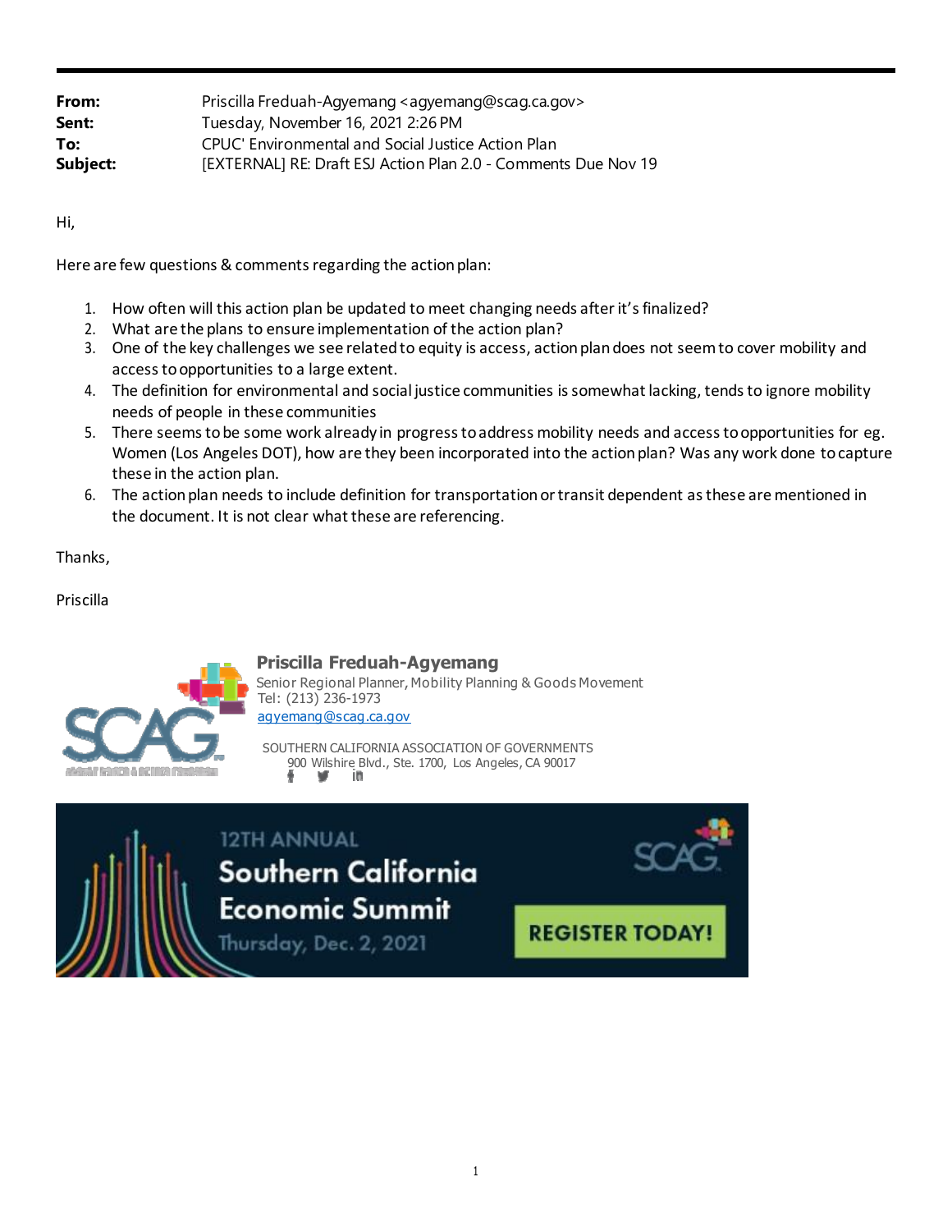**From:** Priscilla Freduah-Agyemang <agyemang@scag.ca.gov>
**Sent:** Tuesday, November 16, 2021 2:26 PM
**To:** CPUC' Environmental and Social Justice Action Plan
**Subject:** [EXTERNAL] RE: Draft ESJ Action Plan 2.0 - Comments Due Nov 19

Hi,

Here are few questions & comments regarding the action plan:

1. How often will this action plan be updated to meet changing needs after it's finalized?
2. What are the plans to ensure implementation of the action plan?
3. One of the key challenges we see related to equity is access, action plan does not seem to cover mobility and access to opportunities to a large extent.
4. The definition for environmental and social justice communities is somewhat lacking, tends to ignore mobility needs of people in these communities
5. There seems to be some work already in progress to address mobility needs and access to opportunities for eg. Women (Los Angeles DOT), how are they been incorporated into the action plan? Was any work done to capture these in the action plan.
6. The action plan needs to include definition for transportation or transit dependent as these are mentioned in the document. It is not clear what these are referencing.

Thanks,

Priscilla

**Priscilla Freduah-Agyemang**
Senior Regional Planner, Mobility Planning & Goods Movement
Tel: (213) 236-1973
agyemang@scag.ca.gov

SOUTHERN CALIFORNIA ASSOCIATION OF GOVERNMENTS
900 Wilshire Blvd., Ste. 1700, Los Angeles, CA 90017

12TH ANNUAL
Southern California Economic Summit
Thursday, Dec. 2, 2021
REGISTER TODAY!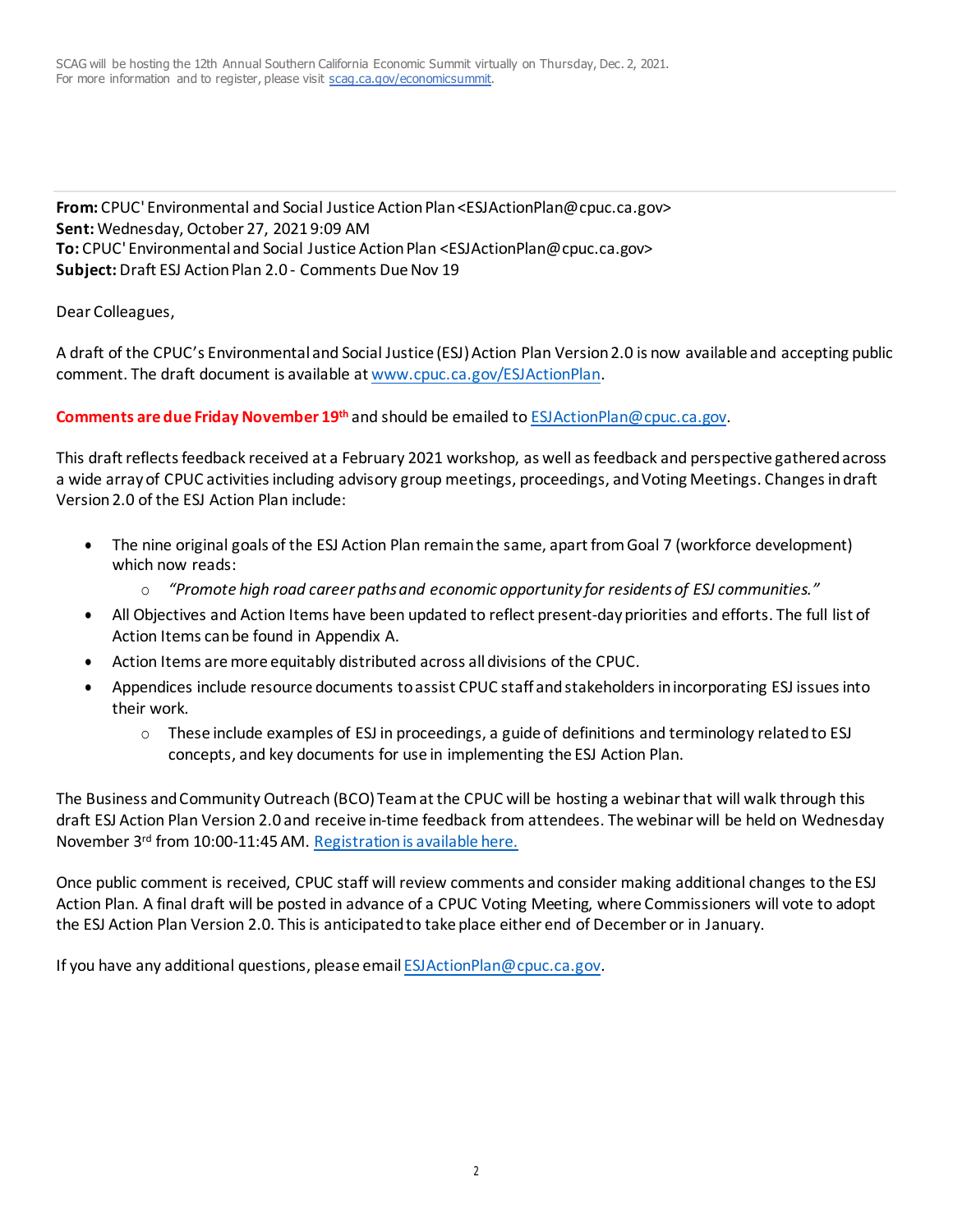SCAG will be hosting the 12th Annual Southern California Economic Summit virtually on Thursday, Dec. 2, 2021. For more information and to register, please visit scag.ca.gov/economicsummit.

---

**From:** CPUC' Environmental and Social Justice Action Plan <ESJActionPlan@cpuc.ca.gov>
**Sent:** Wednesday, October 27, 2021 9:09 AM
**To:** CPUC' Environmental and Social Justice Action Plan <ESJActionPlan@cpuc.ca.gov>
**Subject:** Draft ESJ Action Plan 2.0 - Comments Due Nov 19

Dear Colleagues,

A draft of the CPUC's Environmental and Social Justice (ESJ) Action Plan Version 2.0 is now available and accepting public comment. The draft document is available at www.cpuc.ca.gov/ESJActionPlan.

**Comments are due Friday November 19th** and should be emailed to ESJActionPlan@cpuc.ca.gov.

This draft reflects feedback received at a February 2021 workshop, as well as feedback and perspective gathered across a wide array of CPUC activities including advisory group meetings, proceedings, and Voting Meetings. Changes in draft Version 2.0 of the ESJ Action Plan include:

- The nine original goals of the ESJ Action Plan remain the same, apart from Goal 7 (workforce development) which now reads:
  - *"Promote high road career paths and economic opportunity for residents of ESJ communities."*
- All Objectives and Action Items have been updated to reflect present-day priorities and efforts. The full list of Action Items can be found in Appendix A.
- Action Items are more equitably distributed across all divisions of the CPUC.
- Appendices include resource documents to assist CPUC staff and stakeholders in incorporating ESJ issues into their work.
  - These include examples of ESJ in proceedings, a guide of definitions and terminology related to ESJ concepts, and key documents for use in implementing the ESJ Action Plan.

The Business and Community Outreach (BCO) Team at the CPUC will be hosting a webinar that will walk through this draft ESJ Action Plan Version 2.0 and receive in-time feedback from attendees. The webinar will be held on Wednesday November 3rd from 10:00-11:45 AM. Registration is available here.

Once public comment is received, CPUC staff will review comments and consider making additional changes to the ESJ Action Plan. A final draft will be posted in advance of a CPUC Voting Meeting, where Commissioners will vote to adopt the ESJ Action Plan Version 2.0. This is anticipated to take place either end of December or in January.

If you have any additional questions, please email ESJActionPlan@cpuc.ca.gov.